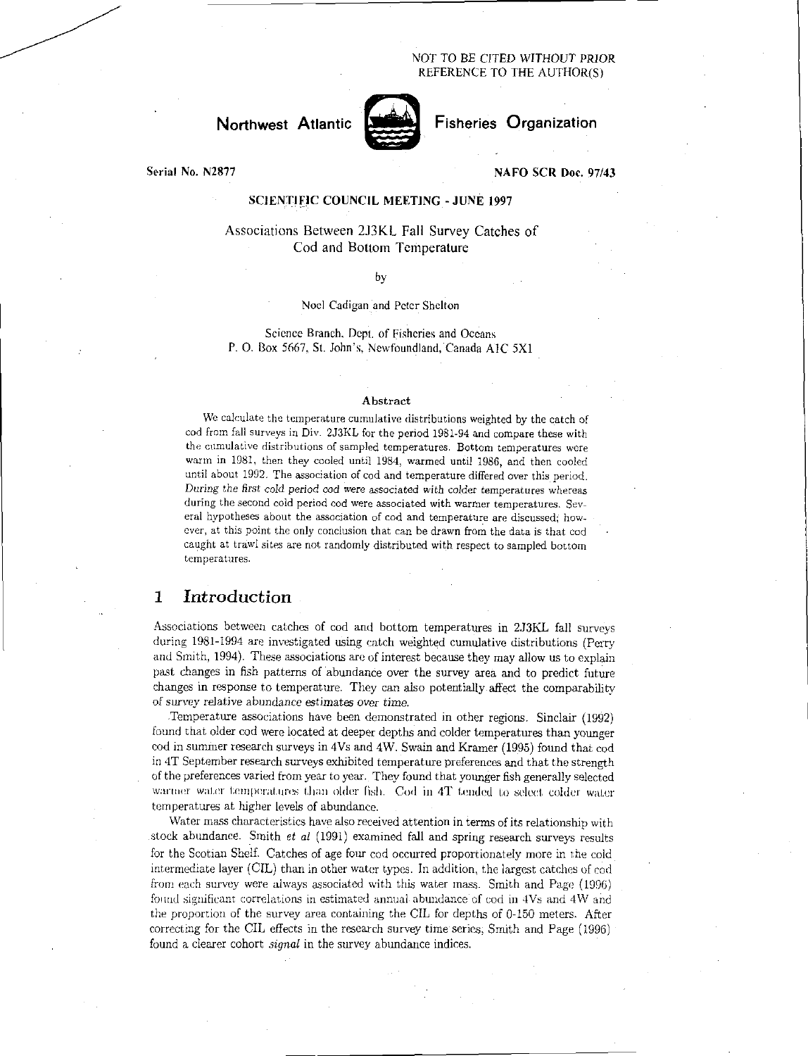NOT TO BE CITED WITHOUT PRIOR REFERENCE TO THE AUTHOR(S)

Northwest Atlantic Fisheries Organization

Serial No. N2877

NAFO SCR Doc. 97/43

SCIENTIFIC COUNCIL MEETING - JUNE 1997

# Associations Between 2J3KL Fall Survey Catches of Cod and Bottom Temperature

by

Noel Cadigan and Peter Shelton

Science Branch, Dept. of Fisheries and Oceans
P. O. Box 5667, St. John's, Newfoundland, Canada A1C 5X1

### Abstract

We calculate the temperature cumulative distributions weighted by the catch of cod from fall surveys in Div. 2J3KL for the period 1981-94 and compare these with the cumulative distributions of sampled temperatures. Bottom temperatures were warm in 1981, then they cooled until 1984, warmed until 1986, and then cooled until about 1992. The association of cod and temperature differed over this period. *During the first cold period cod were associated with colder temperatures whereas during the second cold period cod were associated with warmer temperatures.* Several hypotheses about the association of cod and temperature are discussed; however, at this point the only conclusion that can be drawn from the data is that cod caught at trawl sites are not randomly distributed with respect to sampled bottom temperatures.

## 1 Introduction

Associations between catches of cod and bottom temperatures in 2J3KL fall surveys during 1981-1994 are investigated using catch weighted cumulative distributions (Perry and Smith, 1994). These associations are of interest because they may allow us to explain past changes in fish patterns of abundance over the survey area and to predict future changes in response to temperature. They can also potentially affect the comparability of survey relative abundance estimates over time.

Temperature associations have been demonstrated in other regions. Sinclair (1992) found that older cod were located at deeper depths and colder temperatures than younger cod in summer research surveys in 4Vs and 4W. Swain and Kramer (1995) found that cod in 4T September research surveys exhibited temperature preferences and that the strength of the preferences varied from year to year. They found that younger fish generally selected warmer water temperatures than older fish. Cod in 4T tended to select colder water temperatures at higher levels of abundance.

Water mass characteristics have also received attention in terms of its relationship with stock abundance. Smith *et al* (1991) examined fall and spring research surveys results for the Scotian Shelf. Catches of age four cod occurred proportionately more in the cold intermediate layer (CIL) than in other water types. In addition, the largest catches of cod from each survey were always associated with this water mass. Smith and Page (1996) found significant correlations in estimated annual abundance of cod in 4Vs and 4W and the proportion of the survey area containing the CIL for depths of 0-150 meters. After correcting for the CIL effects in the research survey time series, Smith and Page (1996) found a clearer cohort *signal* in the survey abundance indices.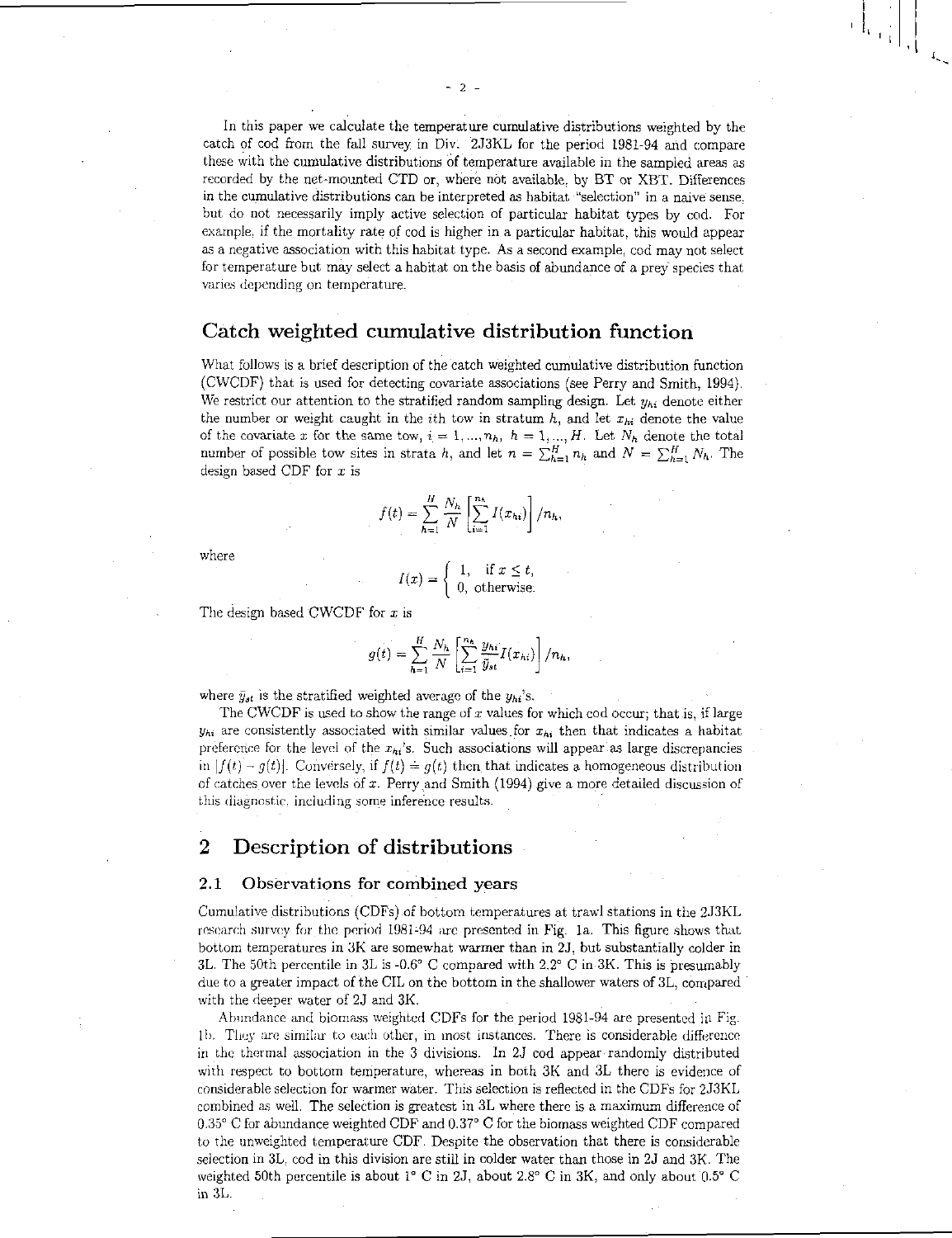In this paper we calculate the temperature cumulative distributions weighted by the catch of cod from the fall survey in Div. 2J3KL for the period 1981-94 and compare these with the cumulative distributions of temperature available in the sampled areas as recorded by the net-mounted CTD or, where not available, by BT or XBT. Differences in the cumulative distributions can be interpreted as habitat "selection" in a naive sense, but do not necessarily imply active selection of particular habitat types by cod. For example, if the mortality rate of cod is higher in a particular habitat, this would appear as a negative association with this habitat type. As a second example, cod may not select for temperature but may select a habitat on the basis of abundance of a prey species that varies depending on temperature.

## Catch weighted cumulative distribution function

What follows is a brief description of the catch weighted cumulative distribution function (CWCDF) that is used for detecting covariate associations (see Perry and Smith, 1994). We restrict our attention to the stratified random sampling design. Let $y_{hi}$ denote either the number or weight caught in the $i$th tow in stratum $h$, and let $x_{hi}$ denote the value of the covariate $x$ for the same tow, $i = 1, ..., n_h$, $h = 1, ..., H$. Let $N_h$ denote the total number of possible tow sites in strata $h$, and let $n = \sum_{h=1}^{H} n_h$ and $N = \sum_{h=1}^{H} N_h$. The design based CDF for $x$ is

$$f(t) = \sum_{h=1}^{H} \frac{N_h}{N} \left[ \sum_{i=1}^{n_h} I(x_{hi}) \right] / n_h,$$

where

$$I(x) = \begin{cases} 1, & \text{if } x \leq t, \\ 0, & \text{otherwise.} \end{cases}$$

The design based CWCDF for $x$ is

$$g(t) = \sum_{h=1}^{H} \frac{N_h}{N} \left[ \sum_{i=1}^{n_h} \frac{y_{hi}}{\bar{y}_{st}} I(x_{hi}) \right] / n_h,$$

where $\bar{y}_{st}$ is the stratified weighted average of the $y_{hi}$'s.

The CWCDF is used to show the range of $x$ values for which cod occur; that is, if large $y_{hi}$ are consistently associated with similar values for $x_{hi}$ then that indicates a habitat preference for the level of the $x_{hi}$'s. Such associations will appear as large discrepancies in $|f(t) - g(t)|$. Conversely, if $f(t) \doteq g(t)$ then that indicates a homogeneous distribution of catches over the levels of $x$. Perry and Smith (1994) give a more detailed discussion of this diagnostic, including some inference results.

## 2 Description of distributions

### 2.1 Observations for combined years

Cumulative distributions (CDFs) of bottom temperatures at trawl stations in the 2J3KL research survey for the period 1981-94 are presented in Fig. 1a. This figure shows that bottom temperatures in 3K are somewhat warmer than in 2J, but substantially colder in 3L. The 50th percentile in 3L is -0.6° C compared with 2.2° C in 3K. This is presumably due to a greater impact of the CIL on the bottom in the shallower waters of 3L, compared with the deeper water of 2J and 3K.

Abundance and biomass weighted CDFs for the period 1981-94 are presented in Fig. 1b. They are similar to each other, in most instances. There is considerable difference in the thermal association in the 3 divisions. In 2J cod appear randomly distributed with respect to bottom temperature, whereas in both 3K and 3L there is evidence of considerable selection for warmer water. This selection is reflected in the CDFs for 2J3KL combined as well. The selection is greatest in 3L where there is a maximum difference of 0.35° C for abundance weighted CDF and 0.37° C for the biomass weighted CDF compared to the unweighted temperature CDF. Despite the observation that there is considerable selection in 3L, cod in this division are still in colder water than those in 2J and 3K. The weighted 50th percentile is about 1° C in 2J, about 2.8° C in 3K, and only about 0.5° C in 3L.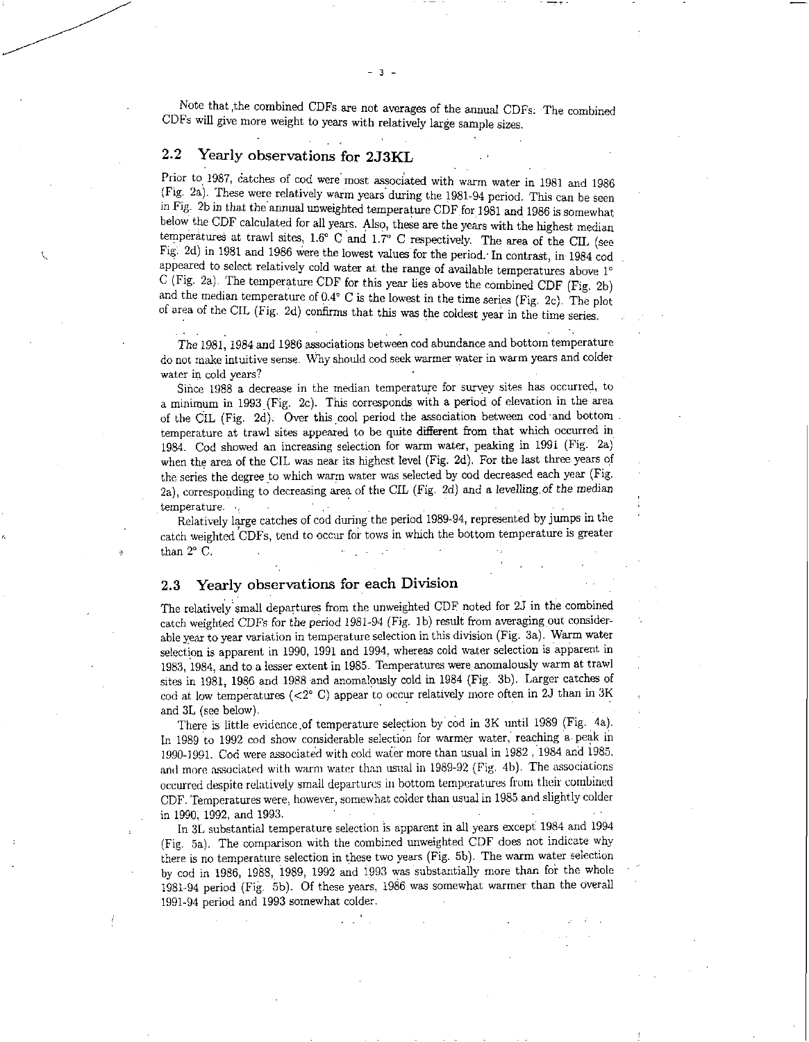Note that the combined CDFs are not averages of the annual CDFs. The combined CDFs will give more weight to years with relatively large sample sizes.

## 2.2 Yearly observations for 2J3KL

Prior to 1987, catches of cod were most associated with warm water in 1981 and 1986 (Fig. 2a). These were relatively warm years during the 1981-94 period. This can be seen in Fig. 2b in that the annual unweighted temperature CDF for 1981 and 1986 is somewhat below the CDF calculated for all years. Also, these are the years with the highest median temperatures at trawl sites, 1.6° C and 1.7° C respectively. The area of the CIL (see Fig. 2d) in 1981 and 1986 were the lowest values for the period. In contrast, in 1984 cod appeared to select relatively cold water at the range of available temperatures above 1° C (Fig. 2a). The temperature CDF for this year lies above the combined CDF (Fig. 2b) and the median temperature of 0.4° C is the lowest in the time series (Fig. 2c). The plot of area of the CIL (Fig. 2d) confirms that this was the coldest year in the time series.

The 1981, 1984 and 1986 associations between cod abundance and bottom temperature do not make intuitive sense. Why should cod seek warmer water in warm years and colder water in cold years?

Since 1988 a decrease in the median temperature for survey sites has occurred, to a minimum in 1993 (Fig. 2c). This corresponds with a period of elevation in the area of the CIL (Fig. 2d). Over this cool period the association between cod and bottom temperature at trawl sites appeared to be quite different from that which occurred in 1984. Cod showed an increasing selection for warm water, peaking in 1991 (Fig. 2a) when the area of the CIL was near its highest level (Fig. 2d). For the last three years of the series the degree to which warm water was selected by cod decreased each year (Fig. 2a), corresponding to decreasing area of the CIL (Fig. 2d) and a levelling of the median temperature.

Relatively large catches of cod during the period 1989-94, represented by jumps in the catch weighted CDFs, tend to occur for tows in which the bottom temperature is greater than 2° C.

## 2.3 Yearly observations for each Division

The relatively small departures from the unweighted CDF noted for 2J in the combined catch weighted CDFs for the period 1981-94 (Fig. 1b) result from averaging out considerable year to year variation in temperature selection in this division (Fig. 3a). Warm water selection is apparent in 1990, 1991 and 1994, whereas cold water selection is apparent in 1983, 1984, and to a lesser extent in 1985. Temperatures were anomalously warm at trawl sites in 1981, 1986 and 1988 and anomalously cold in 1984 (Fig. 3b). Larger catches of cod at low temperatures (<2° C) appear to occur relatively more often in 2J than in 3K and 3L (see below).

There is little evidence of temperature selection by cod in 3K until 1989 (Fig. 4a). In 1989 to 1992 cod show considerable selection for warmer water, reaching a peak in 1990-1991. Cod were associated with cold water more than usual in 1982, 1984 and 1985, and more associated with warm water than usual in 1989-92 (Fig. 4b). The associations occurred despite relatively small departures in bottom temperatures from their combined CDF. Temperatures were, however, somewhat colder than usual in 1985 and slightly colder in 1990, 1992, and 1993.

In 3L substantial temperature selection is apparent in all years except 1984 and 1994 (Fig. 5a). The comparison with the combined unweighted CDF does not indicate why there is no temperature selection in these two years (Fig. 5b). The warm water selection by cod in 1986, 1988, 1989, 1992 and 1993 was substantially more than for the whole 1981-94 period (Fig. 5b). Of these years, 1986 was somewhat warmer than the overall 1991-94 period and 1993 somewhat colder.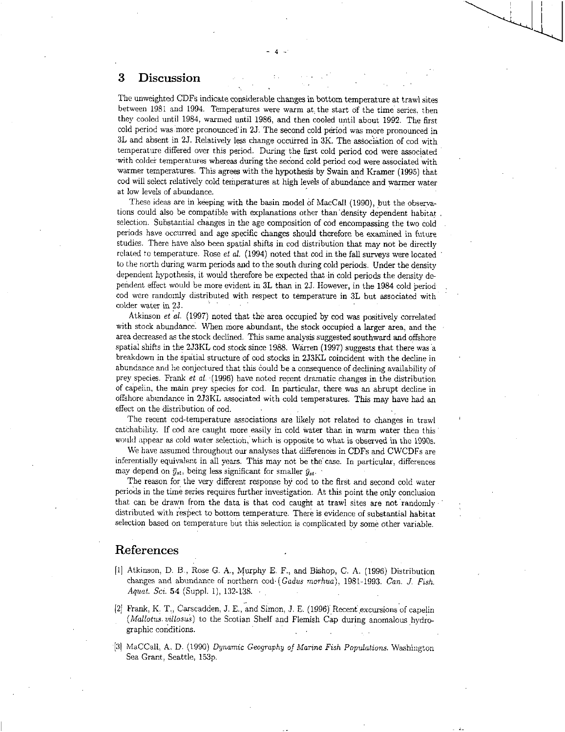## 3 Discussion

The unweighted CDFs indicate considerable changes in bottom temperature at trawl sites between 1981 and 1994. Temperatures were warm at the start of the time series, then they cooled until 1984, warmed until 1986, and then cooled until about 1992. The first cold period was more pronounced in 2J. The second cold period was more pronounced in 3L and absent in 2J. Relatively less change occurred in 3K. The association of cod with temperature differed over this period. During the first cold period cod were associated with colder temperatures whereas during the second cold period cod were associated with warmer temperatures. This agrees with the hypothesis by Swain and Kramer (1995) that cod will select relatively cold temperatures at high levels of abundance and warmer water at low levels of abundance.

These ideas are in keeping with the basin model of MacCall (1990), but the observations could also be compatible with explanations other than density dependent habitat selection. Substantial changes in the age composition of cod encompassing the two cold periods have occurred and age specific changes should therefore be examined in future studies. There have also been spatial shifts in cod distribution that may not be directly related to temperature. Rose *et al.* (1994) noted that cod in the fall surveys were located to the north during warm periods and to the south during cold periods. Under the density dependent hypothesis, it would therefore be expected that in cold periods the density dependent effect would be more evident in 3L than in 2J. However, in the 1984 cold period cod were randomly distributed with respect to temperature in 3L but associated with colder water in 2J.

Atkinson *et al.* (1997) noted that the area occupied by cod was positively correlated with stock abundance. When more abundant, the stock occupied a larger area, and the area decreased as the stock declined. This same analysis suggested southward and offshore spatial shifts in the 2J3KL cod stock since 1988. Warren (1997) suggests that there was a breakdown in the spatial structure of cod stocks in 2J3KL coincident with the decline in abundance and he conjectured that this could be a consequence of declining availability of prey species. Frank *et al.* (1996) have noted recent dramatic changes in the distribution of capelin, the main prey species for cod. In particular, there was an abrupt decline in offshore abundance in 2J3KL associated with cold temperatures. This may have had an effect on the distribution of cod.

The recent cod-temperature associations are likely not related to changes in trawl catchability. If cod are caught more easily in cold water than in warm water then this would appear as cold water selection, which is opposite to what is observed in the 1990s.

We have assumed throughout our analyses that differences in CDFs and CWCDFs are inferentially equivalent in all years. This may not be the case. In particular, differences may depend on $\bar{y}_{st}$, being less significant for smaller $\bar{y}_{st}$.

The reason for the very different response by cod to the first and second cold water periods in the time series requires further investigation. At this point the only conclusion that can be drawn from the data is that cod caught at trawl sites are not randomly distributed with respect to bottom temperature. There is evidence of substantial habitat selection based on temperature but this selection is complicated by some other variable.

## References

[1] Atkinson, D. B., Rose G. A., Murphy E. F., and Bishop, C. A. (1996) Distribution changes and abundance of northern cod (*Gadus morhua*), 1981-1993. *Can. J. Fish. Aquat. Sci.* **54** (Suppl. 1), 132-138.

[2] Frank, K. T., Carscadden, J. E., and Simon, J. E. (1996) Recent excursions of capelin (*Mallotus villosus*) to the Scotian Shelf and Flemish Cap during anomalous hydrographic conditions.

[3] MaCCall, A. D. (1990) *Dynamic Geography of Marine Fish Populations.* Washington Sea Grant, Seattle, 153p.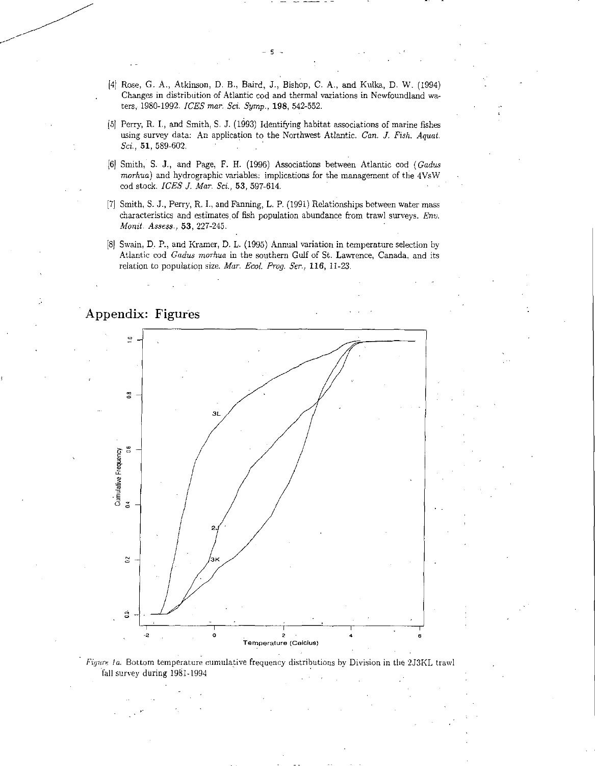[4] Rose, G. A., Atkinson, D. B., Baird, J., Bishop, C. A., and Kulka, D. W. (1994) Changes in distribution of Atlantic cod and thermal variations in Newfoundland waters, 1980-1992. *ICES mar. Sci. Symp.*, **198**, 542-552.

[5] Perry, R. I., and Smith, S. J. (1993) Identifying habitat associations of marine fishes using survey data: An application to the Northwest Atlantic. *Can. J. Fish. Aquat. Sci.*, **51**, 589-602.

[6] Smith, S. J., and Page, F. H. (1996) Associations between Atlantic cod (*Gadus morhua*) and hydrographic variables: implications for the management of the 4VsW cod stock. *ICES J. Mar. Sci.*, **53**, 597-614.

[7] Smith, S. J., Perry, R. I., and Fanning, L. P. (1991) Relationships between water mass characteristics and estimates of fish population abundance from trawl surveys. *Env. Monit. Assess.*, **53**, 227-245.

[8] Swain, D. P., and Kramer, D. L. (1995) Annual variation in temperature selection by Atlantic cod *Gadus morhua* in the southern Gulf of St. Lawrence, Canada, and its relation to population size. *Mar. Ecol. Prog. Ser.*, **116**, 11-23.

## Appendix: Figures

*Figure 1a.* Bottom temperature cumulative frequency distributions by Division in the 2J3KL trawl fall survey during 1981-1994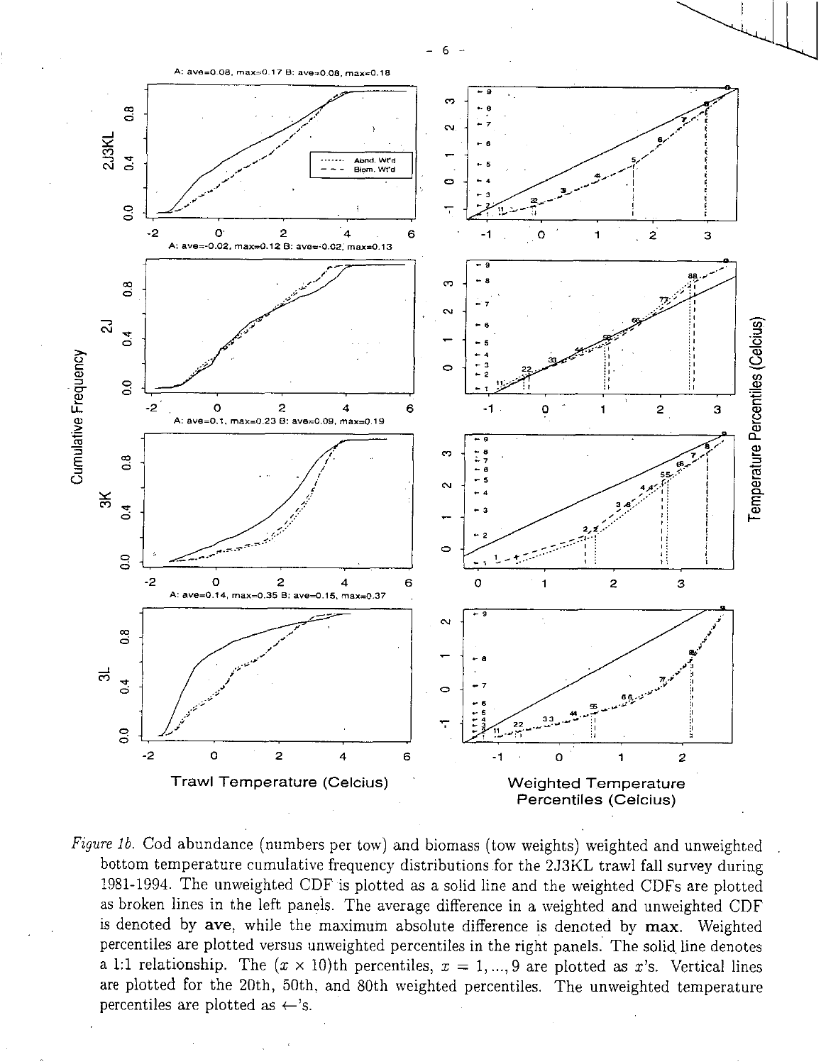*Figure 1b.* Cod abundance (numbers per tow) and biomass (tow weights) weighted and unweighted bottom temperature cumulative frequency distributions for the 2J3KL trawl fall survey during 1981-1994. The unweighted CDF is plotted as a solid line and the weighted CDFs are plotted as broken lines in the left panels. The average difference in a weighted and unweighted CDF is denoted by **ave**, while the maximum absolute difference is denoted by **max**. Weighted percentiles are plotted versus unweighted percentiles in the right panels. The solid line denotes a 1:1 relationship. The $(x \times 10)$th percentiles, $x = 1, ..., 9$ are plotted as $x$'s. Vertical lines are plotted for the 20th, 50th, and 80th weighted percentiles. The unweighted temperature percentiles are plotted as $\leftarrow$'s.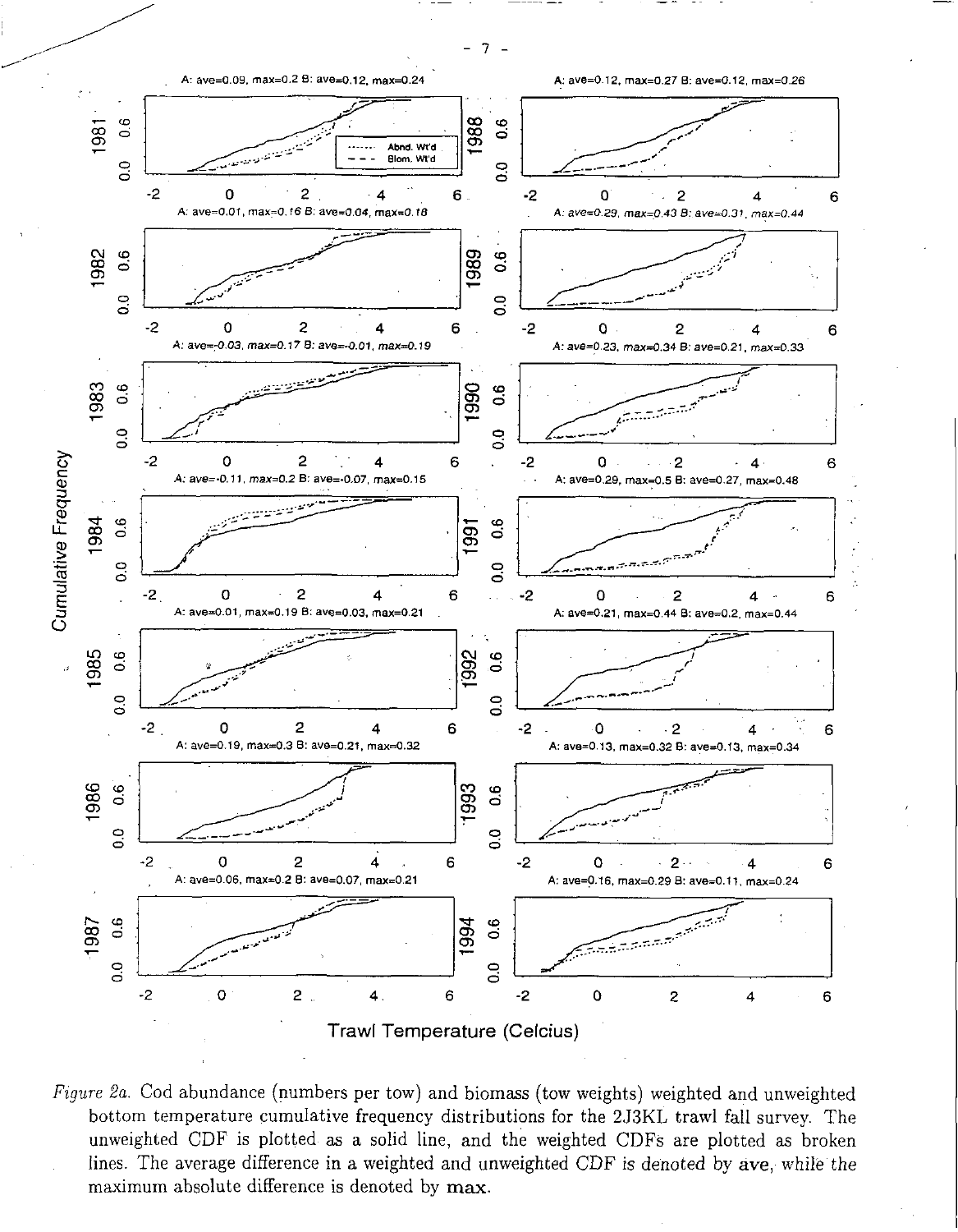A: ave=0.09, max=0.2 B: ave=0.12, max=0.24

A: ave=0.12, max=0.27 B: ave=0.12, max=0.26

A: ave=0.01, max=0.16 B: ave=0.04, max=0.18

A: ave=0.29, max=0.43 B: ave=0.31, max=0.44

A: ave=-0.03, max=0.17 B: ave=-0.01, max=0.19

A: ave=0.23, max=0.34 B: ave=0.21, max=0.33

A: ave=-0.11, max=0.2 B: ave=-0.07, max=0.15

A: ave=0.29, max=0.5 B: ave=0.27, max=0.48

A: ave=0.01, max=0.19 B: ave=0.03, max=0.21

A: ave=0.21, max=0.44 B: ave=0.2, max=0.44

A: ave=0.19, max=0.3 B: ave=0.21, max=0.32

A: ave=0.13, max=0.32 B: ave=0.13, max=0.34

A: ave=0.06, max=0.2 B: ave=0.07, max=0.21

A: ave=0.16, max=0.29 B: ave=0.11, max=0.24

*Figure 2a.* Cod abundance (numbers per tow) and biomass (tow weights) weighted and unweighted bottom temperature cumulative frequency distributions for the 2J3KL trawl fall survey. The unweighted CDF is plotted as a solid line, and the weighted CDFs are plotted as broken lines. The average difference in a weighted and unweighted CDF is denoted by **ave**, while the maximum absolute difference is denoted by **max**.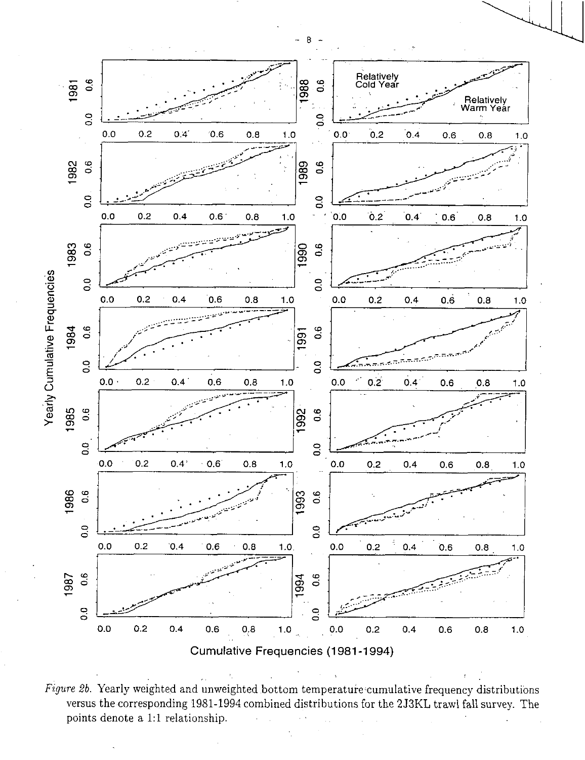*Figure 2b.* Yearly weighted and unweighted bottom temperature cumulative frequency distributions versus the corresponding 1981-1994 combined distributions for the 2J3KL trawl fall survey. The points denote a 1:1 relationship.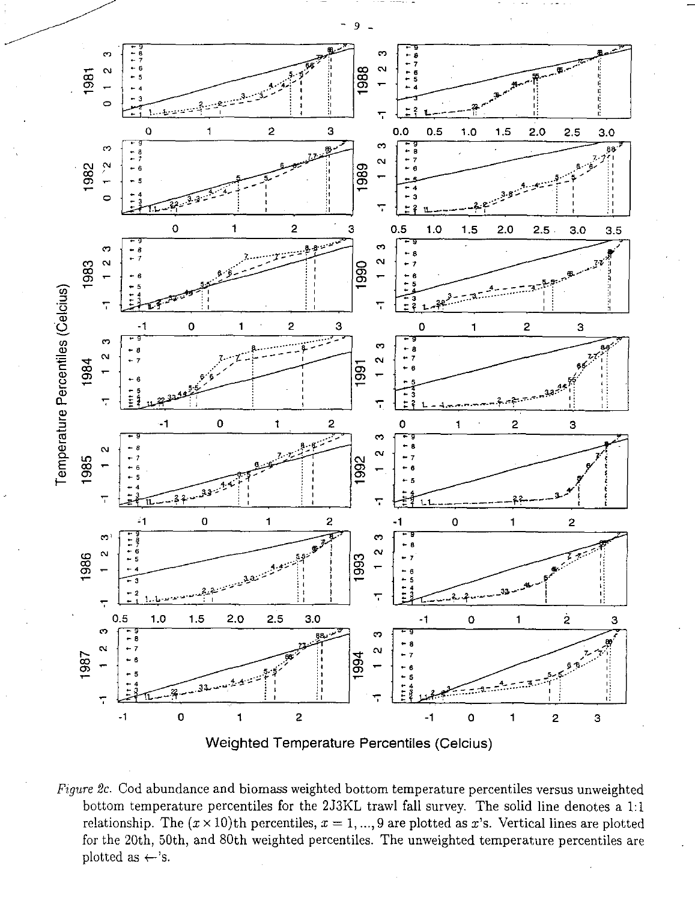*Figure 2c.* Cod abundance and biomass weighted bottom temperature percentiles versus unweighted bottom temperature percentiles for the 2J3KL trawl fall survey. The solid line denotes a 1:1 relationship. The $(x \times 10)$th percentiles, $x = 1, ..., 9$ are plotted as $x$'s. Vertical lines are plotted for the 20th, 50th, and 80th weighted percentiles. The unweighted temperature percentiles are plotted as $\leftarrow$'s.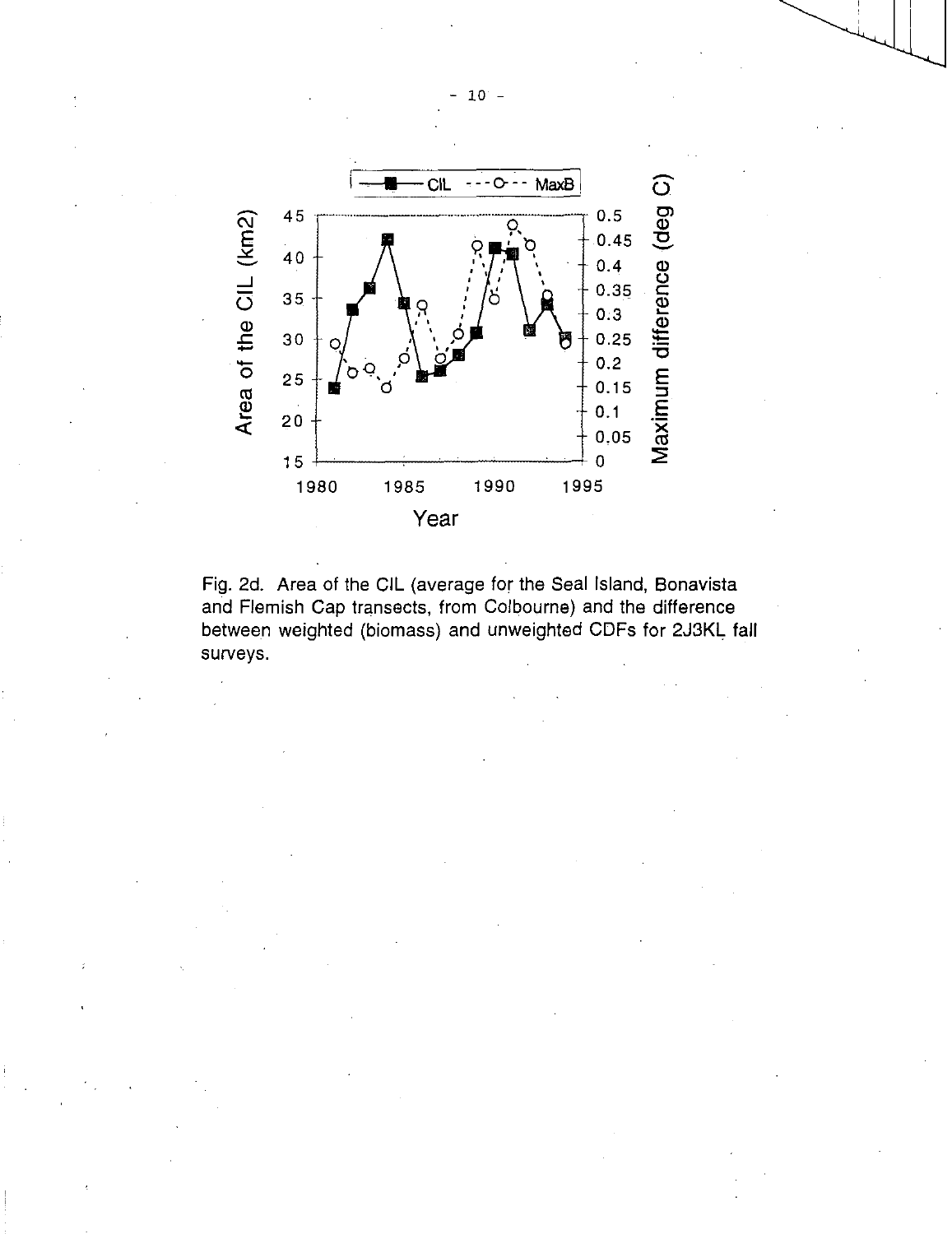Fig. 2d. Area of the CIL (average for the Seal Island, Bonavista and Flemish Cap transects, from Colbourne) and the difference between weighted (biomass) and unweighted CDFs for 2J3KL fall surveys.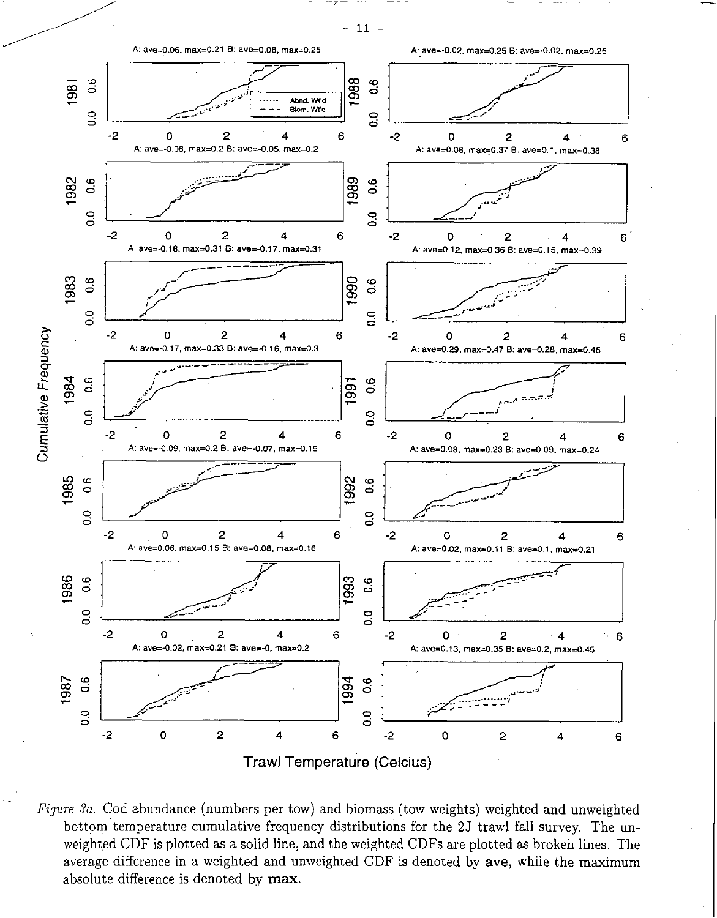A: ave=0.06, max=0.21 B: ave=0.08, max=0.25

A: ave=-0.02, max=0.25 B: ave=-0.02, max=0.25

A: ave=-0.08, max=0.2 B: ave=-0.05, max=0.2

A: ave=0.08, max=0.37 B: ave=0.1, max=0.38

A: ave=-0.18, max=0.31 B: ave=-0.17, max=0.31

A: ave=0.12, max=0.36 B: ave=0.15, max=0.39

A: ave=-0.17, max=0.33 B: ave=-0.16, max=0.3

A: ave=0.29, max=0.47 B: ave=0.28, max=0.45

A: ave=-0.09, max=0.2 B: ave=-0.07, max=0.19

A: ave=0.08, max=0.23 B: ave=0.09, max=0.24

A: ave=0.06, max=0.15 B: ave=0.08, max=0.16

A: ave=0.02, max=0.11 B: ave=0.1, max=0.21

A: ave=-0.02, max=0.21 B: ave=-0, max=0.2

A: ave=0.13, max=0.35 B: ave=0.2, max=0.45

*Figure 3a.* Cod abundance (numbers per tow) and biomass (tow weights) weighted and unweighted bottom temperature cumulative frequency distributions for the 2J trawl fall survey. The unweighted CDF is plotted as a solid line, and the weighted CDFs are plotted as broken lines. The average difference in a weighted and unweighted CDF is denoted by **ave**, while the maximum absolute difference is denoted by **max**.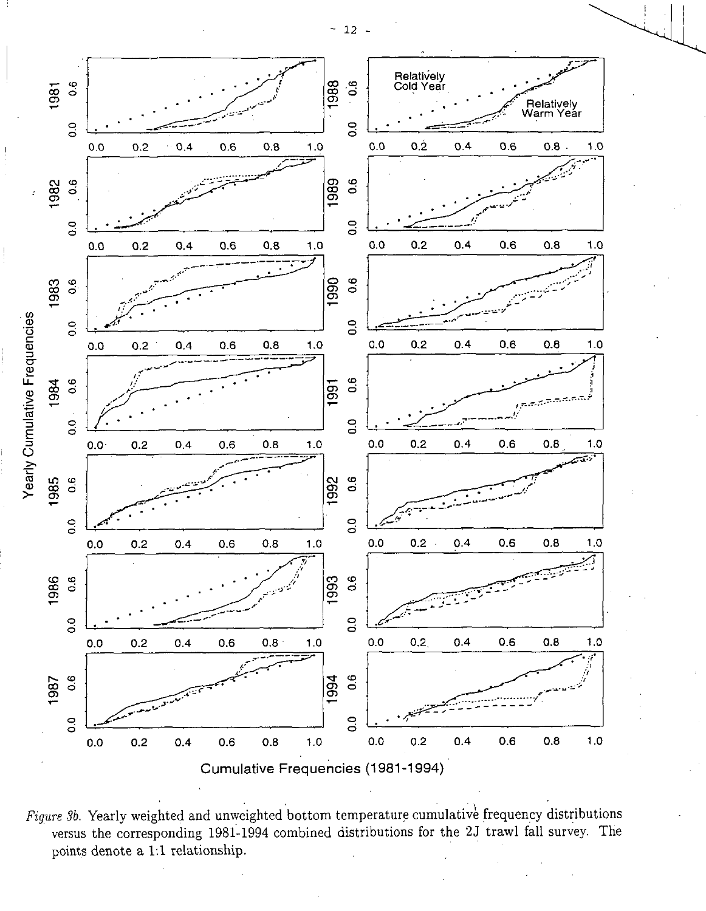*Figure 3b.* Yearly weighted and unweighted bottom temperature cumulative frequency distributions versus the corresponding 1981-1994 combined distributions for the 2J trawl fall survey. The points denote a 1:1 relationship.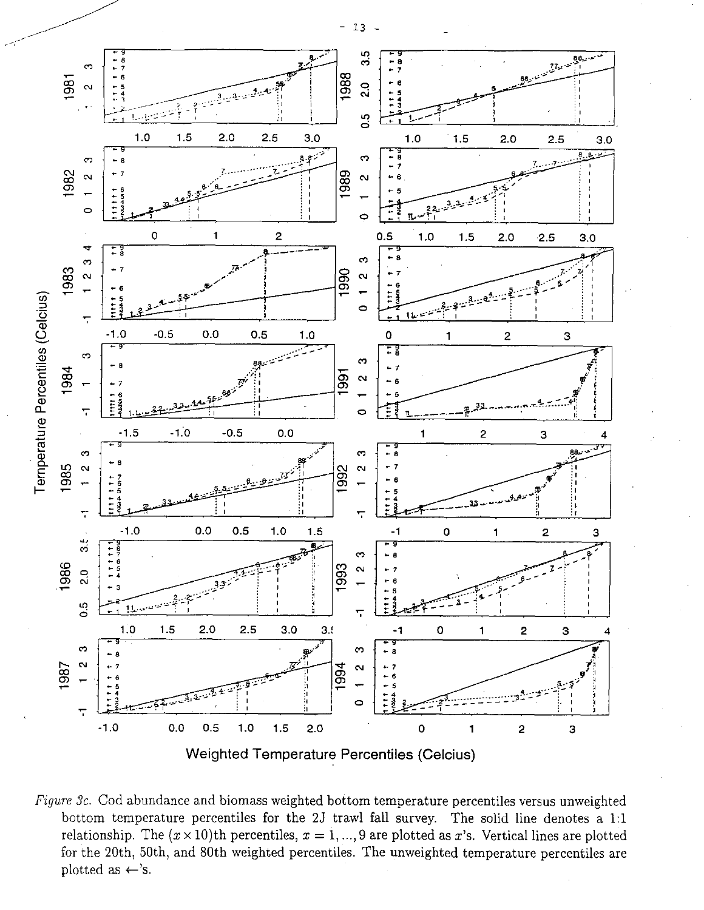*Figure 3c.* Cod abundance and biomass weighted bottom temperature percentiles versus unweighted bottom temperature percentiles for the 2J trawl fall survey. The solid line denotes a 1:1 relationship. The $(x \times 10)$th percentiles, $x = 1, ..., 9$ are plotted as $x$'s. Vertical lines are plotted for the 20th, 50th, and 80th weighted percentiles. The unweighted temperature percentiles are plotted as $\leftarrow$'s.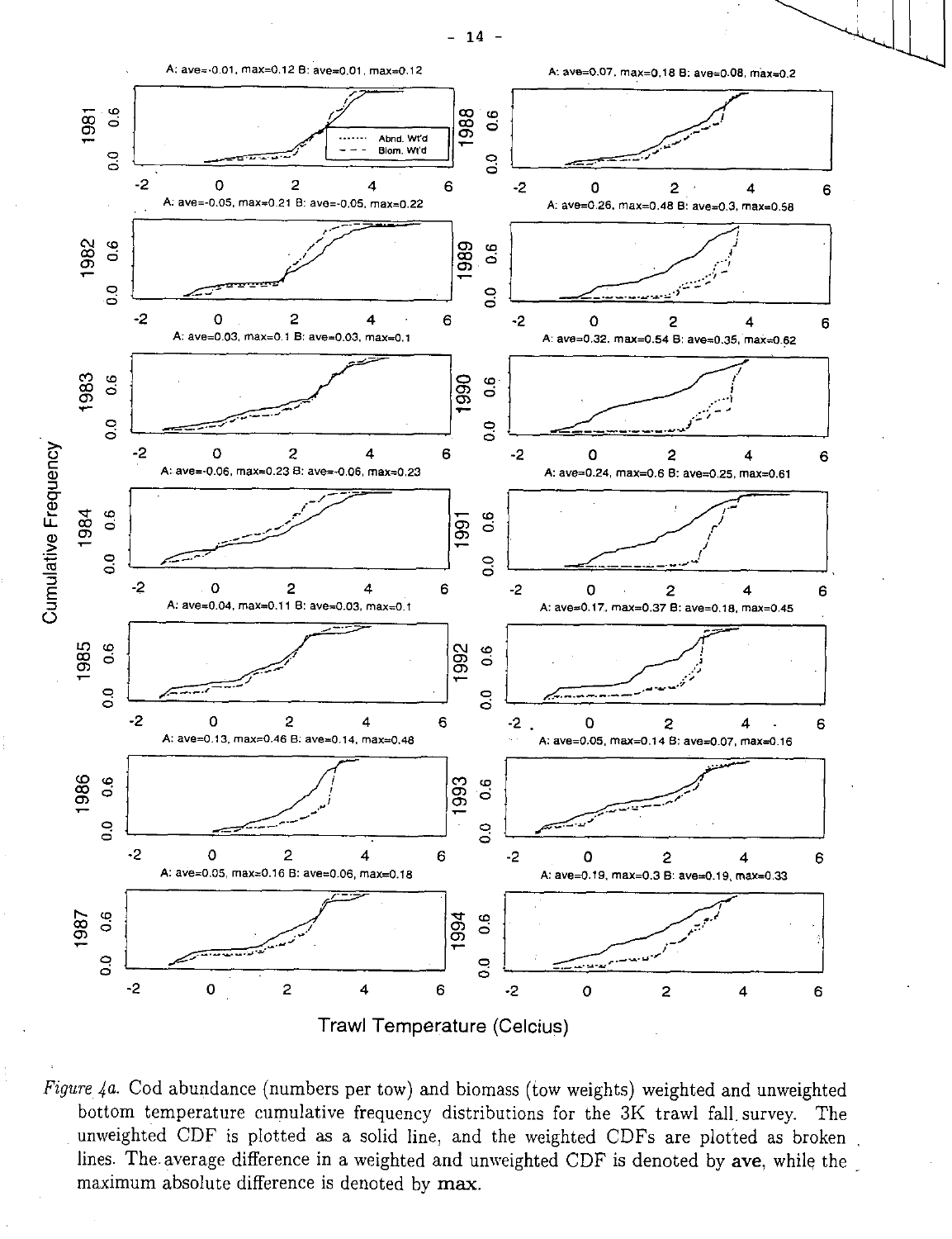*Figure 4a.* Cod abundance (numbers per tow) and biomass (tow weights) weighted and unweighted bottom temperature cumulative frequency distributions for the 3K trawl fall survey. The unweighted CDF is plotted as a solid line, and the weighted CDFs are plotted as broken lines. The average difference in a weighted and unweighted CDF is denoted by **ave**, while the maximum absolute difference is denoted by **max**.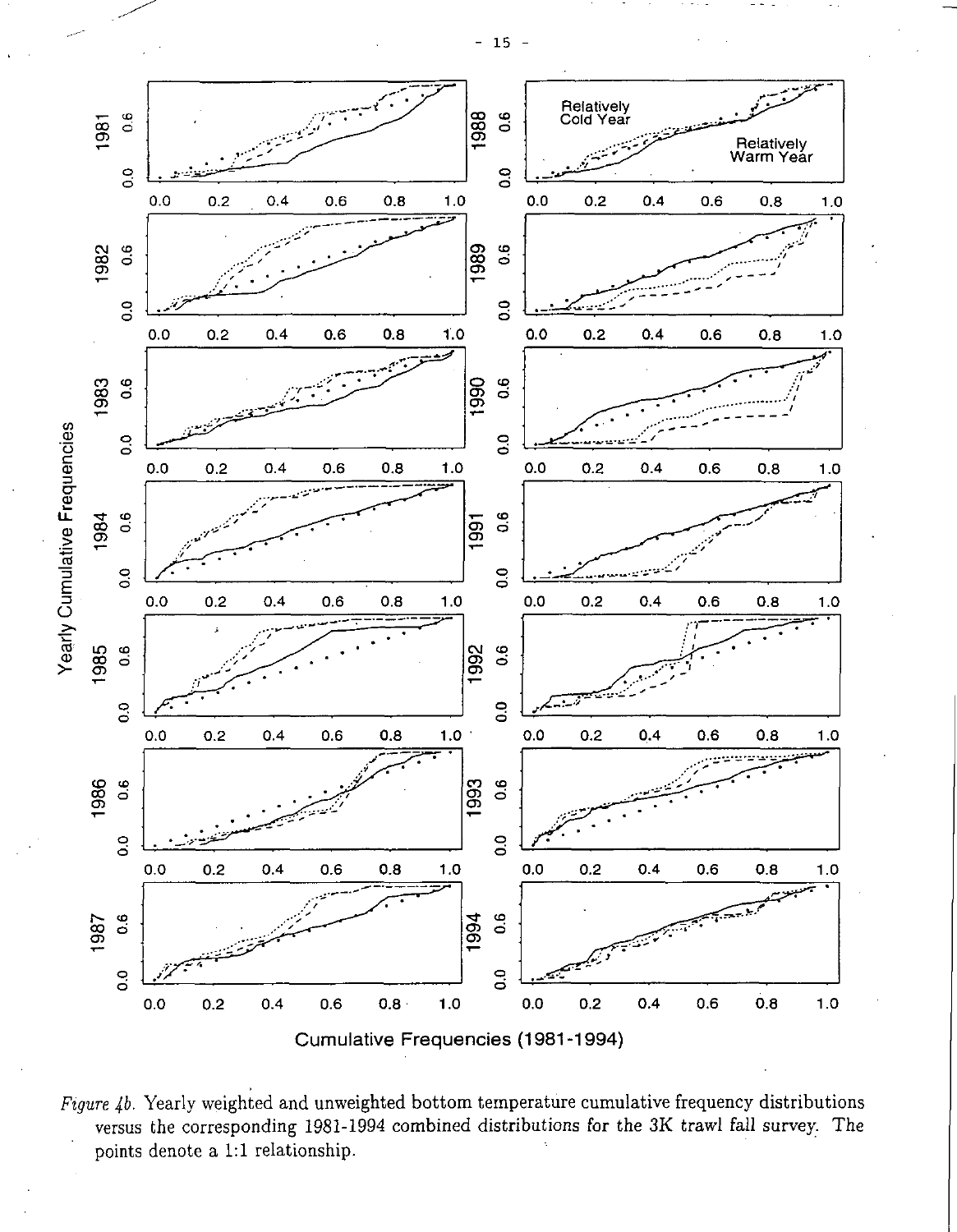*Figure 4b.* Yearly weighted and unweighted bottom temperature cumulative frequency distributions versus the corresponding 1981-1994 combined distributions for the 3K trawl fall survey. The points denote a 1:1 relationship.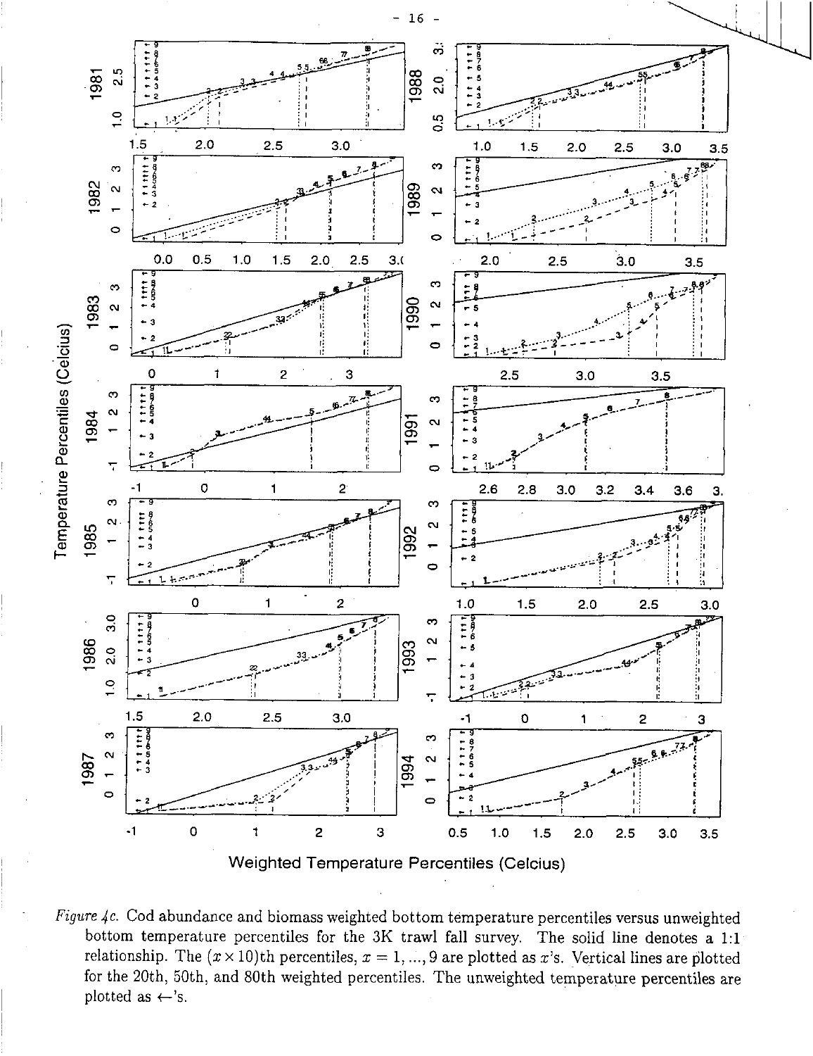*Figure 4c.* Cod abundance and biomass weighted bottom temperature percentiles versus unweighted bottom temperature percentiles for the 3K trawl fall survey. The solid line denotes a 1:1 relationship. The $(x \times 10)$th percentiles, $x = 1, ..., 9$ are plotted as $x$'s. Vertical lines are plotted for the 20th, 50th, and 80th weighted percentiles. The unweighted temperature percentiles are plotted as $\leftarrow$'s.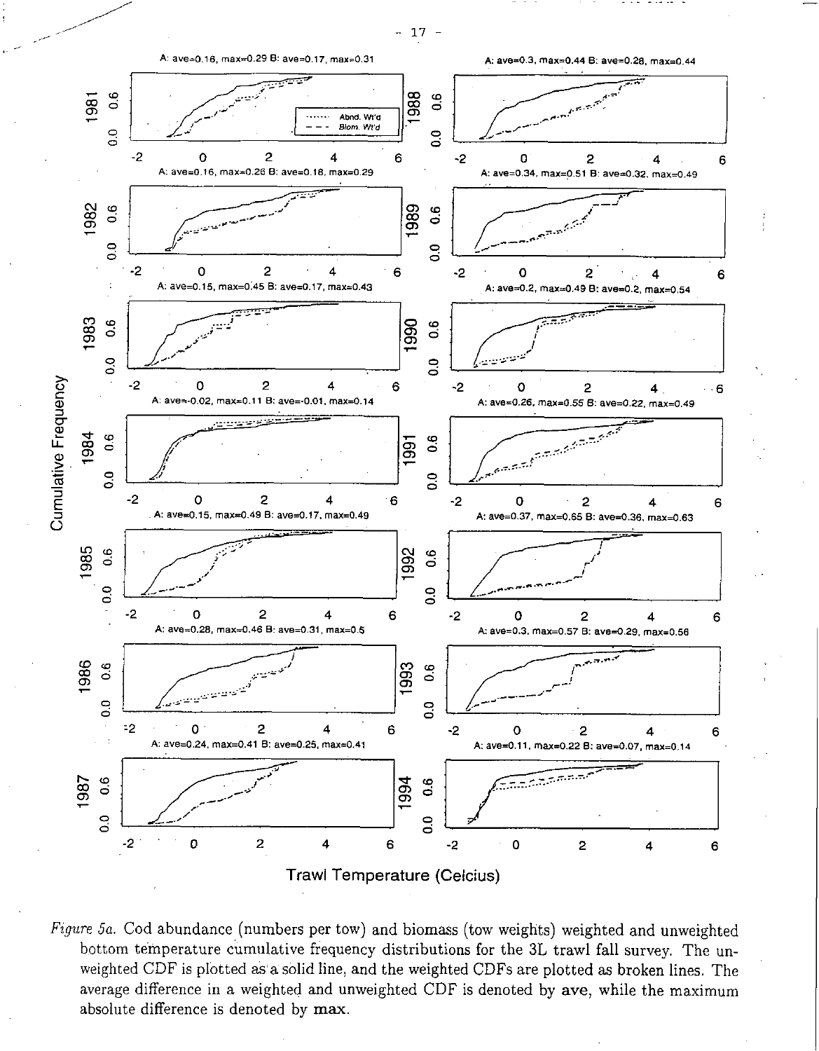*Figure 5a.* Cod abundance (numbers per tow) and biomass (tow weights) weighted and unweighted bottom temperature cumulative frequency distributions for the 3L trawl fall survey. The unweighted CDF is plotted as a solid line, and the weighted CDFs are plotted as broken lines. The average difference in a weighted and unweighted CDF is denoted by **ave**, while the maximum absolute difference is denoted by **max**.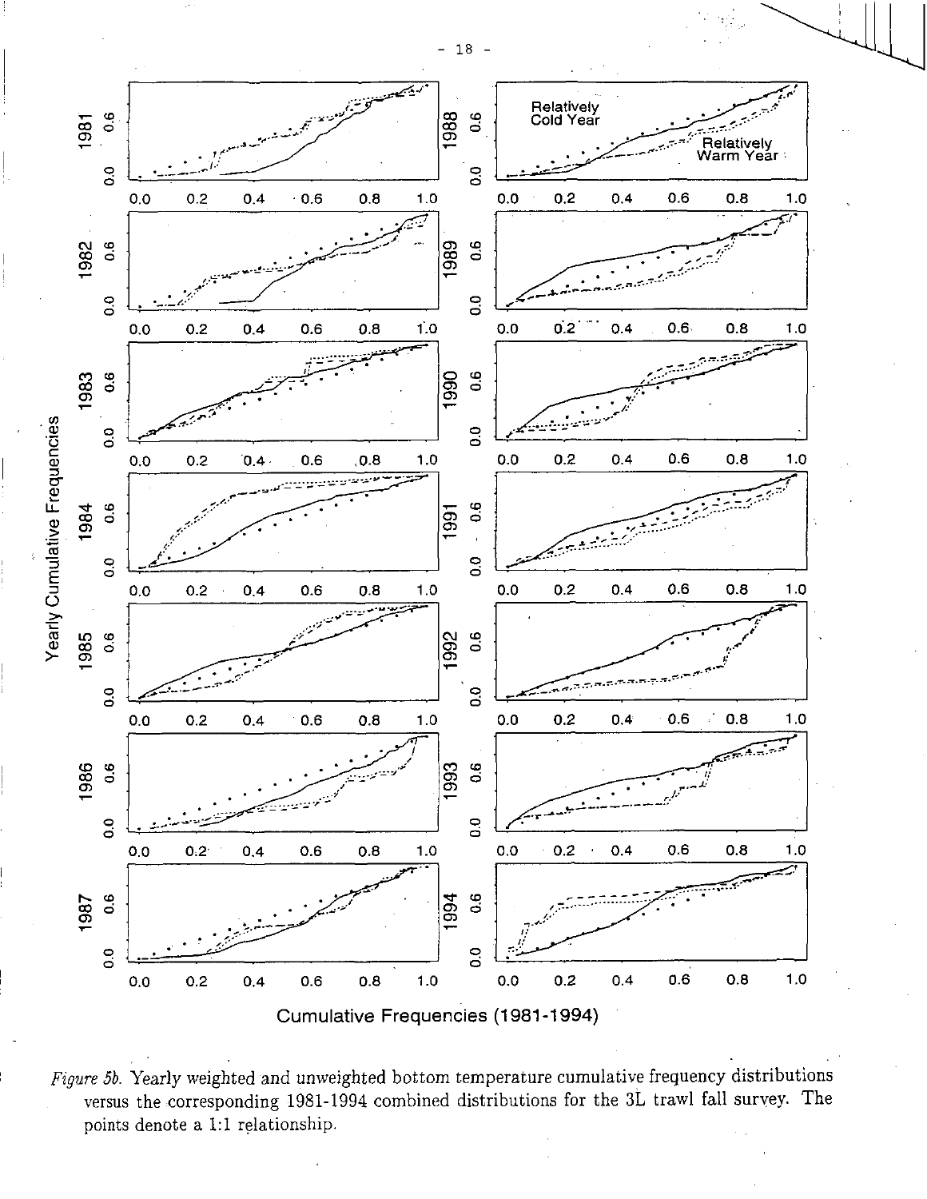*Figure 5b.* Yearly weighted and unweighted bottom temperature cumulative frequency distributions versus the corresponding 1981-1994 combined distributions for the 3L trawl fall survey. The points denote a 1:1 relationship.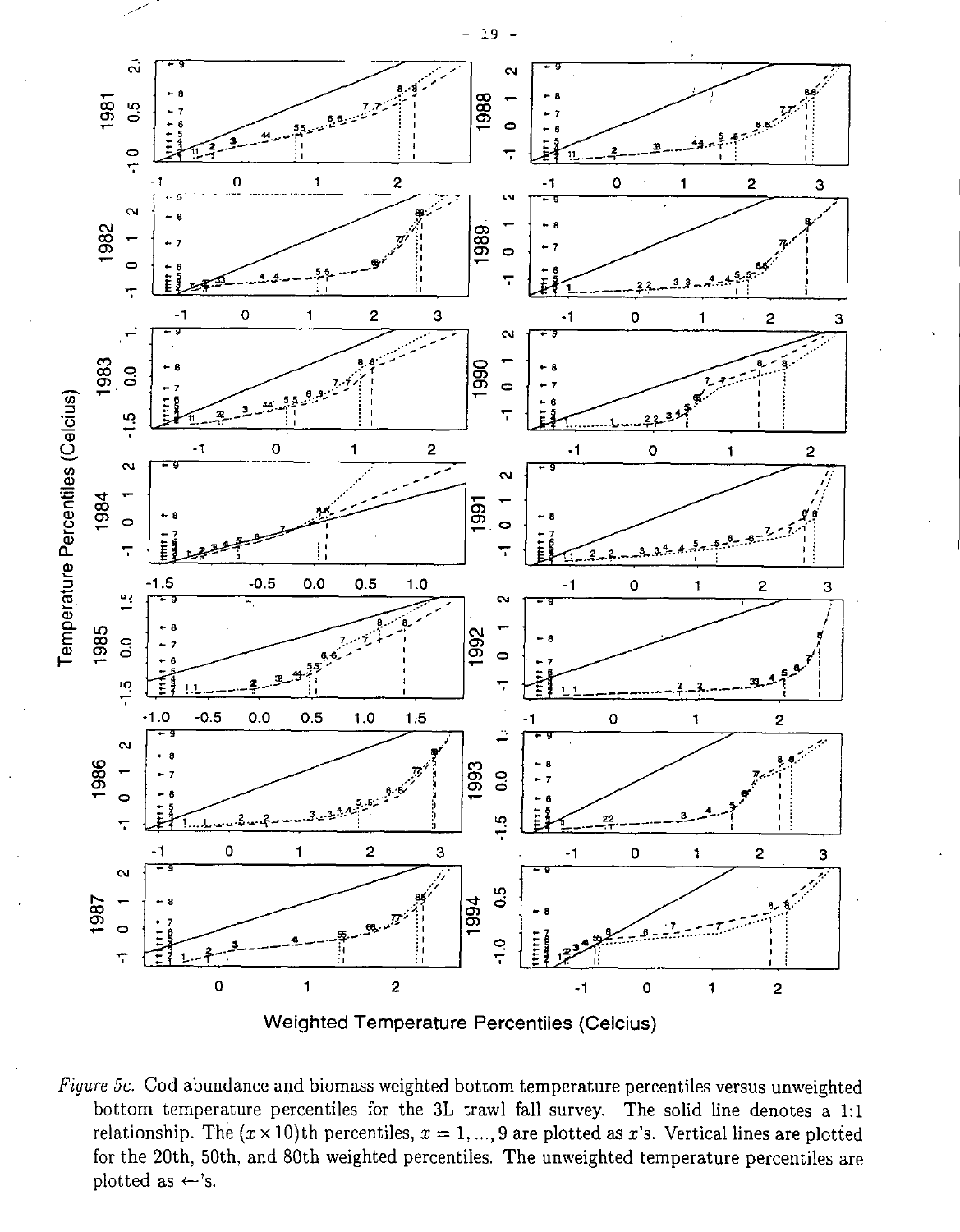Temperature Percentiles (Celcius)

Weighted Temperature Percentiles (Celcius)

1981
1982
1983
1984
1985
1986
1987
1988
1989
1990
1991
1992
1993
1994

*Figure 5c.* Cod abundance and biomass weighted bottom temperature percentiles versus unweighted bottom temperature percentiles for the 3L trawl fall survey. The solid line denotes a 1:1 relationship. The $(x \times 10)$th percentiles, $x = 1, ..., 9$ are plotted as $x$'s. Vertical lines are plotted for the 20th, 50th, and 80th weighted percentiles. The unweighted temperature percentiles are plotted as $\leftarrow$'s.